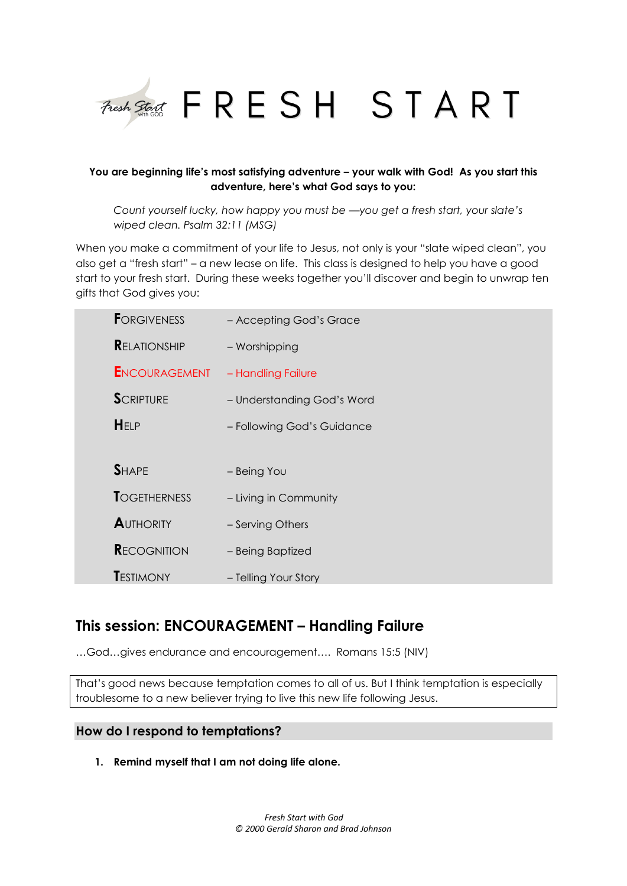# FRESH START

**You are beginning life's most satisfying adventure – your walk with God! As you start this adventure, here's what God says to you:**

> *Count yourself lucky, how happy you must be —you get a fresh start, your slate's wiped clean. Psalm 32:11 (MSG)*

When you make a commitment of your life to Jesus, not only is your "slate wiped clean", you also get a "fresh start" – a new lease on life. This class is designed to help you have a good start to your fresh start. During these weeks together you'll discover and begin to unwrap ten gifts that God gives you:

| | |
|---|---|
| **F**ORGIVENESS | – Accepting God's Grace |
| **R**ELATIONSHIP | – Worshipping |
| **E**NCOURAGEMENT | – Handling Failure |
| **S**CRIPTURE | – Understanding God's Word |
| **H**ELP | – Following God's Guidance |
| | |
| **S**HAPE | – Being You |
| **T**OGETHERNESS | – Living in Community |
| **A**UTHORITY | – Serving Others |
| **R**ECOGNITION | – Being Baptized |
| **T**ESTIMONY | – Telling Your Story |

## This session: ENCOURAGEMENT – Handling Failure

…God…gives endurance and encouragement…. Romans 15:5 (NIV)

That's good news because temptation comes to all of us. But I think temptation is especially troublesome to a new believer trying to live this new life following Jesus.

### How do I respond to temptations?

1. **Remind myself that I am not doing life alone.**

*Fresh Start with God*
*© 2000 Gerald Sharon and Brad Johnson*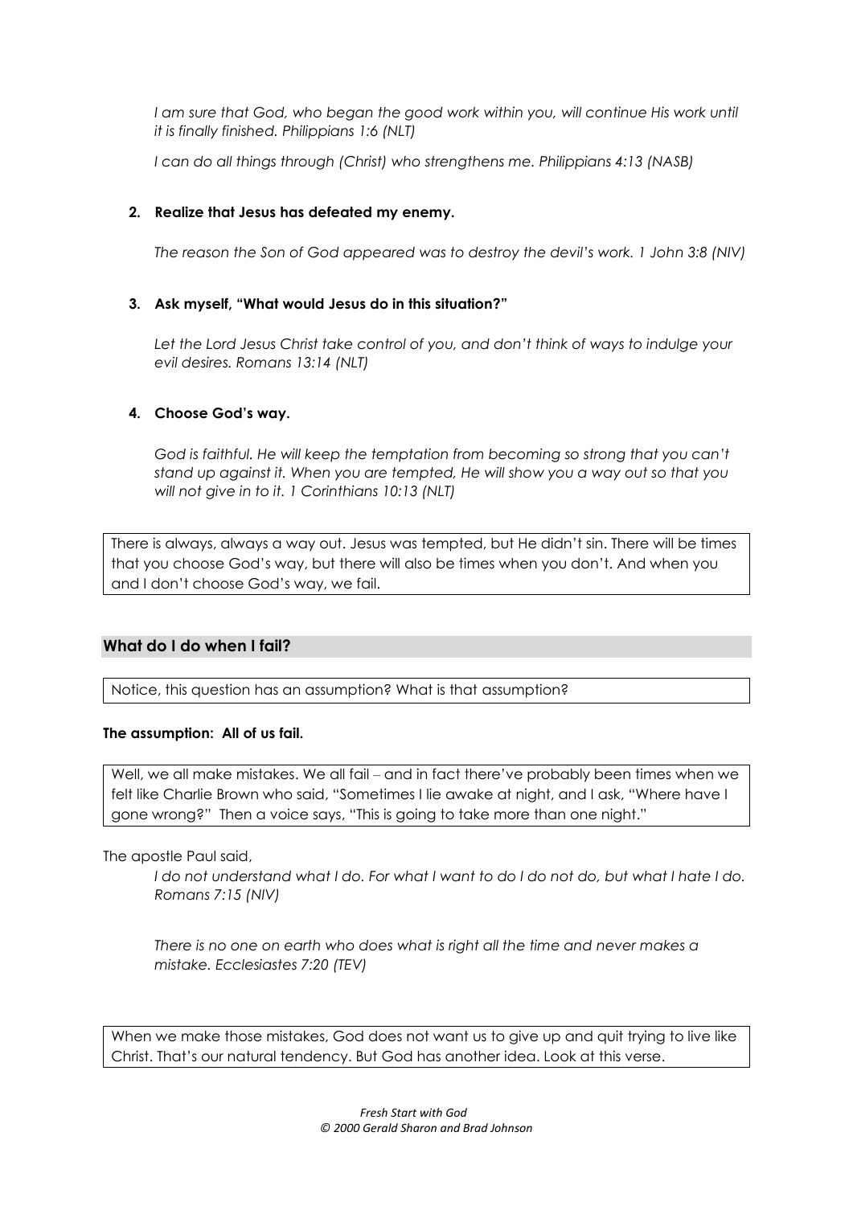*I am sure that God, who began the good work within you, will continue His work until it is finally finished. Philippians 1:6 (NLT)*

*I can do all things through (Christ) who strengthens me. Philippians 4:13 (NASB)*

**2. Realize that Jesus has defeated my enemy.**

*The reason the Son of God appeared was to destroy the devil's work. 1 John 3:8 (NIV)*

**3. Ask myself, "What would Jesus do in this situation?"**

*Let the Lord Jesus Christ take control of you, and don't think of ways to indulge your evil desires. Romans 13:14 (NLT)*

**4. Choose God's way.**

*God is faithful. He will keep the temptation from becoming so strong that you can't stand up against it. When you are tempted, He will show you a way out so that you will not give in to it. 1 Corinthians 10:13 (NLT)*

There is always, always a way out. Jesus was tempted, but He didn't sin. There will be times that you choose God's way, but there will also be times when you don't. And when you and I don't choose God's way, we fail.

## What do I do when I fail?

Notice, this question has an assumption? What is that assumption?

**The assumption: All of us fail.**

Well, we all make mistakes. We all fail – and in fact there've probably been times when we felt like Charlie Brown who said, "Sometimes I lie awake at night, and I ask, "Where have I gone wrong?" Then a voice says, "This is going to take more than one night."

The apostle Paul said,

*I do not understand what I do. For what I want to do I do not do, but what I hate I do. Romans 7:15 (NIV)*

*There is no one on earth who does what is right all the time and never makes a mistake. Ecclesiastes 7:20 (TEV)*

When we make those mistakes, God does not want us to give up and quit trying to live like Christ. That's our natural tendency. But God has another idea. Look at this verse.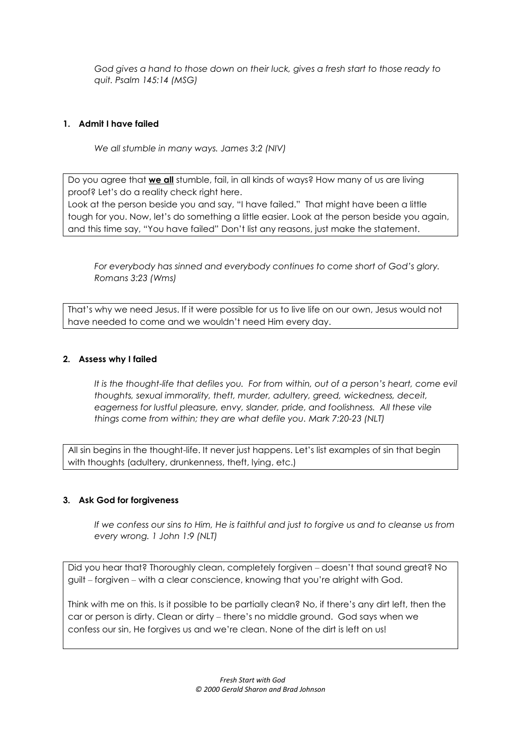*God gives a hand to those down on their luck, gives a fresh start to those ready to quit. Psalm 145:14 (MSG)*

**1. Admit I have failed**

*We all stumble in many ways. James 3:2 (NIV)*

Do you agree that ***we all*** stumble, fail, in all kinds of ways? How many of us are living proof? Let's do a reality check right here.
Look at the person beside you and say, "I have failed." That might have been a little tough for you. Now, let's do something a little easier. Look at the person beside you again, and this time say, "You have failed" Don't list any reasons, just make the statement.

*For everybody has sinned and everybody continues to come short of God's glory. Romans 3:23 (Wms)*

That's why we need Jesus. If it were possible for us to live life on our own, Jesus would not have needed to come and we wouldn't need Him every day.

**2. Assess why I failed**

*It is the thought-life that defiles you. For from within, out of a person's heart, come evil thoughts, sexual immorality, theft, murder, adultery, greed, wickedness, deceit, eagerness for lustful pleasure, envy, slander, pride, and foolishness. All these vile things come from within; they are what defile you. Mark 7:20-23 (NLT)*

All sin begins in the thought-life. It never just happens. Let's list examples of sin that begin with thoughts (adultery, drunkenness, theft, lying, etc.)

**3. Ask God for forgiveness**

*If we confess our sins to Him, He is faithful and just to forgive us and to cleanse us from every wrong. 1 John 1:9 (NLT)*

Did you hear that? Thoroughly clean, completely forgiven – doesn't that sound great? No guilt – forgiven – with a clear conscience, knowing that you're alright with God.

Think with me on this. Is it possible to be partially clean? No, if there's any dirt left, then the car or person is dirty. Clean or dirty – there's no middle ground. God says when we confess our sin, He forgives us and we're clean. None of the dirt is left on us!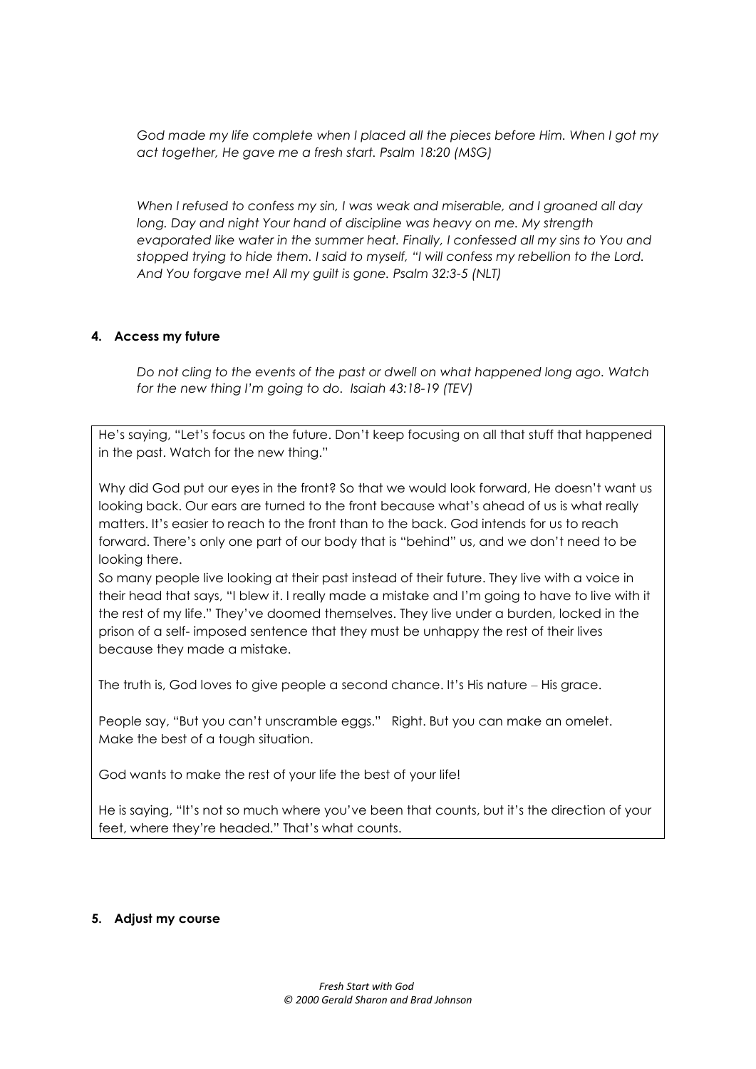*God made my life complete when I placed all the pieces before Him. When I got my act together, He gave me a fresh start. Psalm 18:20 (MSG)*

*When I refused to confess my sin, I was weak and miserable, and I groaned all day long. Day and night Your hand of discipline was heavy on me. My strength evaporated like water in the summer heat. Finally, I confessed all my sins to You and stopped trying to hide them. I said to myself, "I will confess my rebellion to the Lord. And You forgave me! All my guilt is gone. Psalm 32:3-5 (NLT)*

**4. Access my future**

*Do not cling to the events of the past or dwell on what happened long ago. Watch for the new thing I'm going to do. Isaiah 43:18-19 (TEV)*

He's saying, "Let's focus on the future. Don't keep focusing on all that stuff that happened in the past. Watch for the new thing."

Why did God put our eyes in the front? So that we would look forward, He doesn't want us looking back. Our ears are turned to the front because what's ahead of us is what really matters. It's easier to reach to the front than to the back. God intends for us to reach forward. There's only one part of our body that is "behind" us, and we don't need to be looking there.
So many people live looking at their past instead of their future. They live with a voice in their head that says, "I blew it. I really made a mistake and I'm going to have to live with it the rest of my life." They've doomed themselves. They live under a burden, locked in the prison of a self- imposed sentence that they must be unhappy the rest of their lives because they made a mistake.

The truth is, God loves to give people a second chance. It's His nature – His grace.

People say, "But you can't unscramble eggs." Right. But you can make an omelet. Make the best of a tough situation.

God wants to make the rest of your life the best of your life!

He is saying, "It's not so much where you've been that counts, but it's the direction of your feet, where they're headed." That's what counts.

**5. Adjust my course**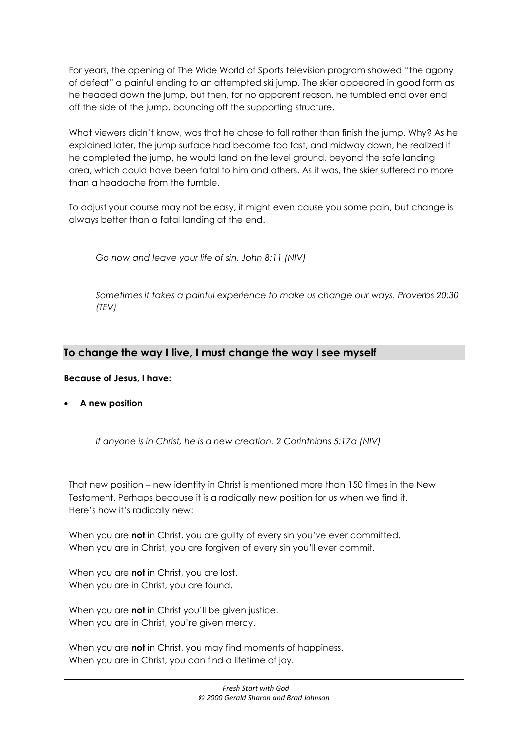For years, the opening of The Wide World of Sports television program showed "the agony of defeat" a painful ending to an attempted ski jump. The skier appeared in good form as he headed down the jump, but then, for no apparent reason, he tumbled end over end off the side of the jump, bouncing off the supporting structure.

What viewers didn't know, was that he chose to fall rather than finish the jump. Why? As he explained later, the jump surface had become too fast, and midway down, he realized if he completed the jump, he would land on the level ground, beyond the safe landing area, which could have been fatal to him and others. As it was, the skier suffered no more than a headache from the tumble.

To adjust your course may not be easy, it might even cause you some pain, but change is always better than a fatal landing at the end.

*Go now and leave your life of sin. John 8:11 (NIV)*

*Sometimes it takes a painful experience to make us change our ways. Proverbs 20:30 (TEV)*

## To change the way I live, I must change the way I see myself

**Because of Jesus, I have:**

- **A new position**

*If anyone is in Christ, he is a new creation. 2 Corinthians 5:17a (NIV)*

That new position – new identity in Christ is mentioned more than 150 times in the New Testament. Perhaps because it is a radically new position for us when we find it.
Here's how it's radically new:

When you are **not** in Christ, you are guilty of every sin you've ever committed.
When you are in Christ, you are forgiven of every sin you'll ever commit.

When you are **not** in Christ, you are lost.
When you are in Christ, you are found.

When you are **not** in Christ you'll be given justice.
When you are in Christ, you're given mercy.

When you are **not** in Christ, you may find moments of happiness.
When you are in Christ, you can find a lifetime of joy.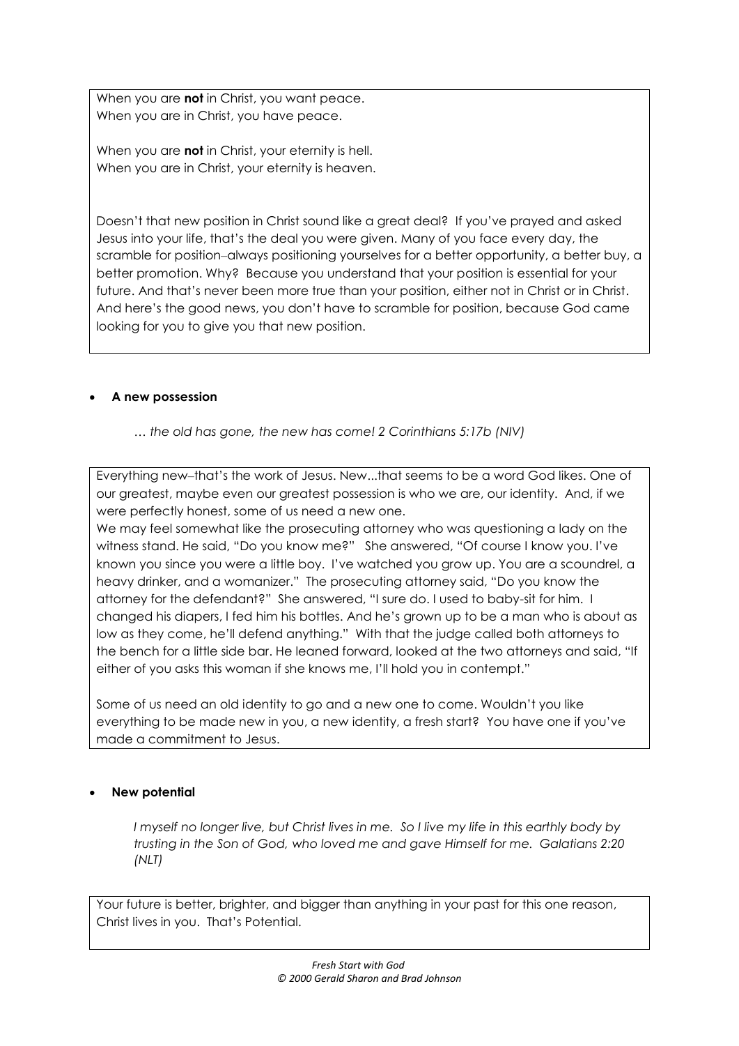When you are **not** in Christ, you want peace.
When you are in Christ, you have peace.

When you are **not** in Christ, your eternity is hell.
When you are in Christ, your eternity is heaven.

Doesn't that new position in Christ sound like a great deal? If you've prayed and asked Jesus into your life, that's the deal you were given. Many of you face every day, the scramble for position–always positioning yourselves for a better opportunity, a better buy, a better promotion. Why? Because you understand that your position is essential for your future. And that's never been more true than your position, either not in Christ or in Christ. And here's the good news, you don't have to scramble for position, because God came looking for you to give you that new position.

- **A new possession**

  *… the old has gone, the new has come! 2 Corinthians 5:17b (NIV)*

Everything new–that's the work of Jesus. New...that seems to be a word God likes. One of our greatest, maybe even our greatest possession is who we are, our identity. And, if we were perfectly honest, some of us need a new one.
We may feel somewhat like the prosecuting attorney who was questioning a lady on the witness stand. He said, "Do you know me?" She answered, "Of course I know you. I've known you since you were a little boy. I've watched you grow up. You are a scoundrel, a heavy drinker, and a womanizer." The prosecuting attorney said, "Do you know the attorney for the defendant?" She answered, "I sure do. I used to baby-sit for him. I changed his diapers, I fed him his bottles. And he's grown up to be a man who is about as low as they come, he'll defend anything." With that the judge called both attorneys to the bench for a little side bar. He leaned forward, looked at the two attorneys and said, "If either of you asks this woman if she knows me, I'll hold you in contempt."

Some of us need an old identity to go and a new one to come. Wouldn't you like everything to be made new in you, a new identity, a fresh start? You have one if you've made a commitment to Jesus.

- **New potential**

  *I myself no longer live, but Christ lives in me. So I live my life in this earthly body by trusting in the Son of God, who loved me and gave Himself for me. Galatians 2:20 (NLT)*

Your future is better, brighter, and bigger than anything in your past for this one reason, Christ lives in you. That's Potential.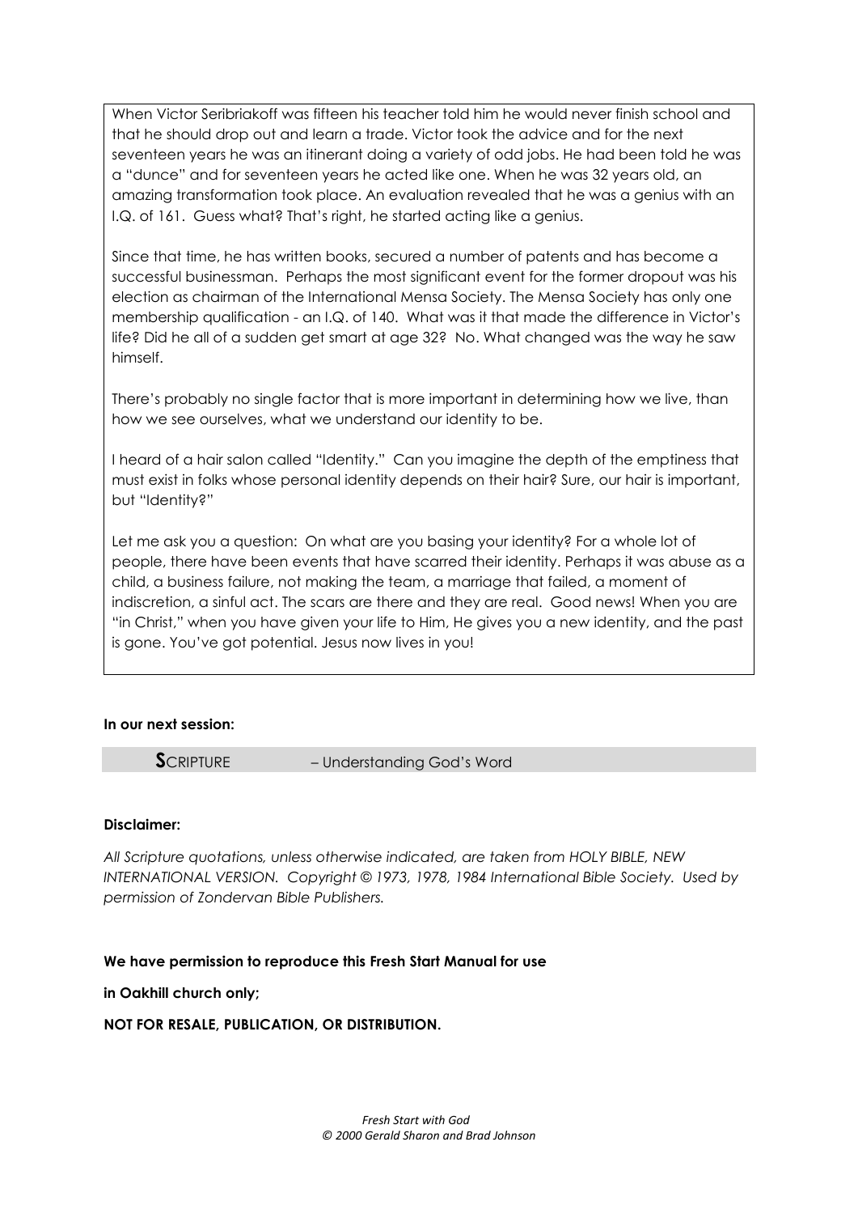When Victor Seribriakoff was fifteen his teacher told him he would never finish school and that he should drop out and learn a trade. Victor took the advice and for the next seventeen years he was an itinerant doing a variety of odd jobs. He had been told he was a "dunce" and for seventeen years he acted like one. When he was 32 years old, an amazing transformation took place. An evaluation revealed that he was a genius with an I.Q. of 161. Guess what? That's right, he started acting like a genius.

Since that time, he has written books, secured a number of patents and has become a successful businessman. Perhaps the most significant event for the former dropout was his election as chairman of the International Mensa Society. The Mensa Society has only one membership qualification - an I.Q. of 140. What was it that made the difference in Victor's life? Did he all of a sudden get smart at age 32? No. What changed was the way he saw himself.

There's probably no single factor that is more important in determining how we live, than how we see ourselves, what we understand our identity to be.

I heard of a hair salon called "Identity." Can you imagine the depth of the emptiness that must exist in folks whose personal identity depends on their hair? Sure, our hair is important, but "Identity?"

Let me ask you a question: On what are you basing your identity? For a whole lot of people, there have been events that have scarred their identity. Perhaps it was abuse as a child, a business failure, not making the team, a marriage that failed, a moment of indiscretion, a sinful act. The scars are there and they are real. Good news! When you are "in Christ," when you have given your life to Him, He gives you a new identity, and the past is gone. You've got potential. Jesus now lives in you!

**In our next session:**

**S**CRIPTURE – Understanding God's Word

**Disclaimer:**

*All Scripture quotations, unless otherwise indicated, are taken from HOLY BIBLE, NEW INTERNATIONAL VERSION. Copyright © 1973, 1978, 1984 International Bible Society. Used by permission of Zondervan Bible Publishers.*

**We have permission to reproduce this Fresh Start Manual for use**

**in Oakhill church only;**

**NOT FOR RESALE, PUBLICATION, OR DISTRIBUTION.**